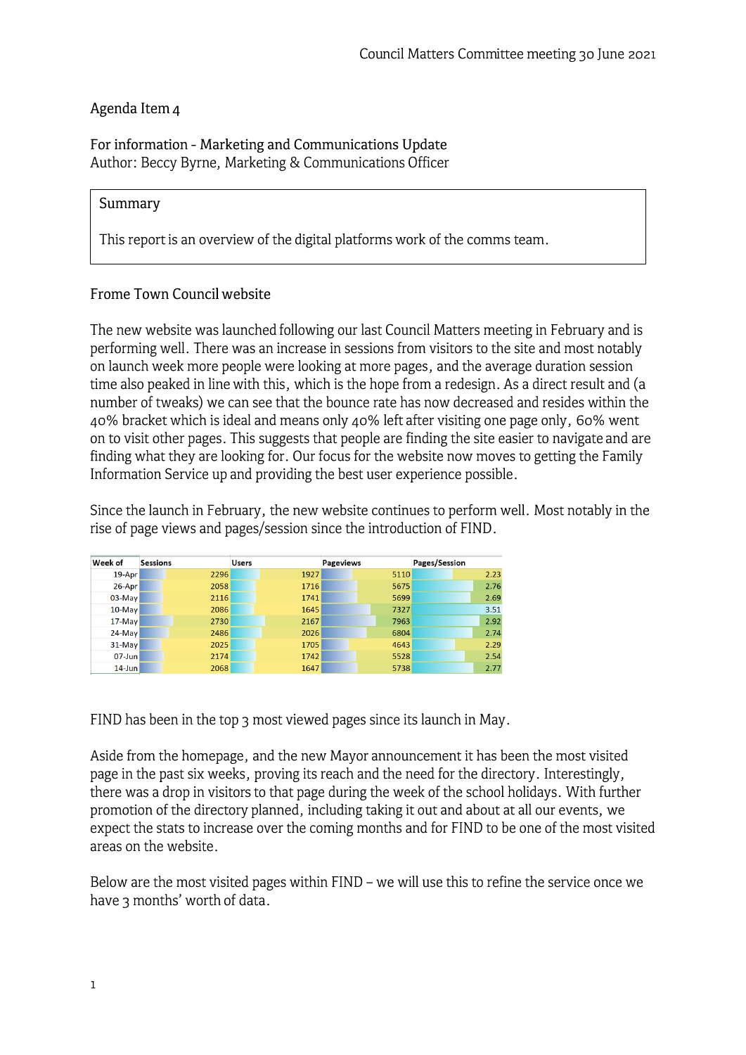Agenda Item 4

For information - Marketing and Communications Update
Author: Beccy Byrne, Marketing & Communications Officer

**Summary**

This report is an overview of the digital platforms work of the comms team.

## Frome Town Council website

The new website was launched following our last Council Matters meeting in February and is performing well. There was an increase in sessions from visitors to the site and most notably on launch week more people were looking at more pages, and the average duration session time also peaked in line with this, which is the hope from a redesign. As a direct result and (a number of tweaks) we can see that the bounce rate has now decreased and resides within the 40% bracket which is ideal and means only 40% left after visiting one page only, 60% went on to visit other pages. This suggests that people are finding the site easier to navigate and are finding what they are looking for. Our focus for the website now moves to getting the Family Information Service up and providing the best user experience possible.

Since the launch in February, the new website continues to perform well. Most notably in the rise of page views and pages/session since the introduction of FIND.

| Week of | Sessions | Users | Pageviews | Pages/Session |
|---|---|---|---|---|
| 19-Apr | 2296 | 1927 | 5110 | 2.23 |
| 26-Apr | 2058 | 1716 | 5675 | 2.76 |
| 03-May | 2116 | 1741 | 5699 | 2.69 |
| 10-May | 2086 | 1645 | 7327 | 3.51 |
| 17-May | 2730 | 2167 | 7963 | 2.92 |
| 24-May | 2486 | 2026 | 6804 | 2.74 |
| 31-May | 2025 | 1705 | 4643 | 2.29 |
| 07-Jun | 2174 | 1742 | 5528 | 2.54 |
| 14-Jun | 2068 | 1647 | 5738 | 2.77 |

FIND has been in the top 3 most viewed pages since its launch in May.

Aside from the homepage, and the new Mayor announcement it has been the most visited page in the past six weeks, proving its reach and the need for the directory. Interestingly, there was a drop in visitors to that page during the week of the school holidays. With further promotion of the directory planned, including taking it out and about at all our events, we expect the stats to increase over the coming months and for FIND to be one of the most visited areas on the website.

Below are the most visited pages within FIND – we will use this to refine the service once we have 3 months' worth of data.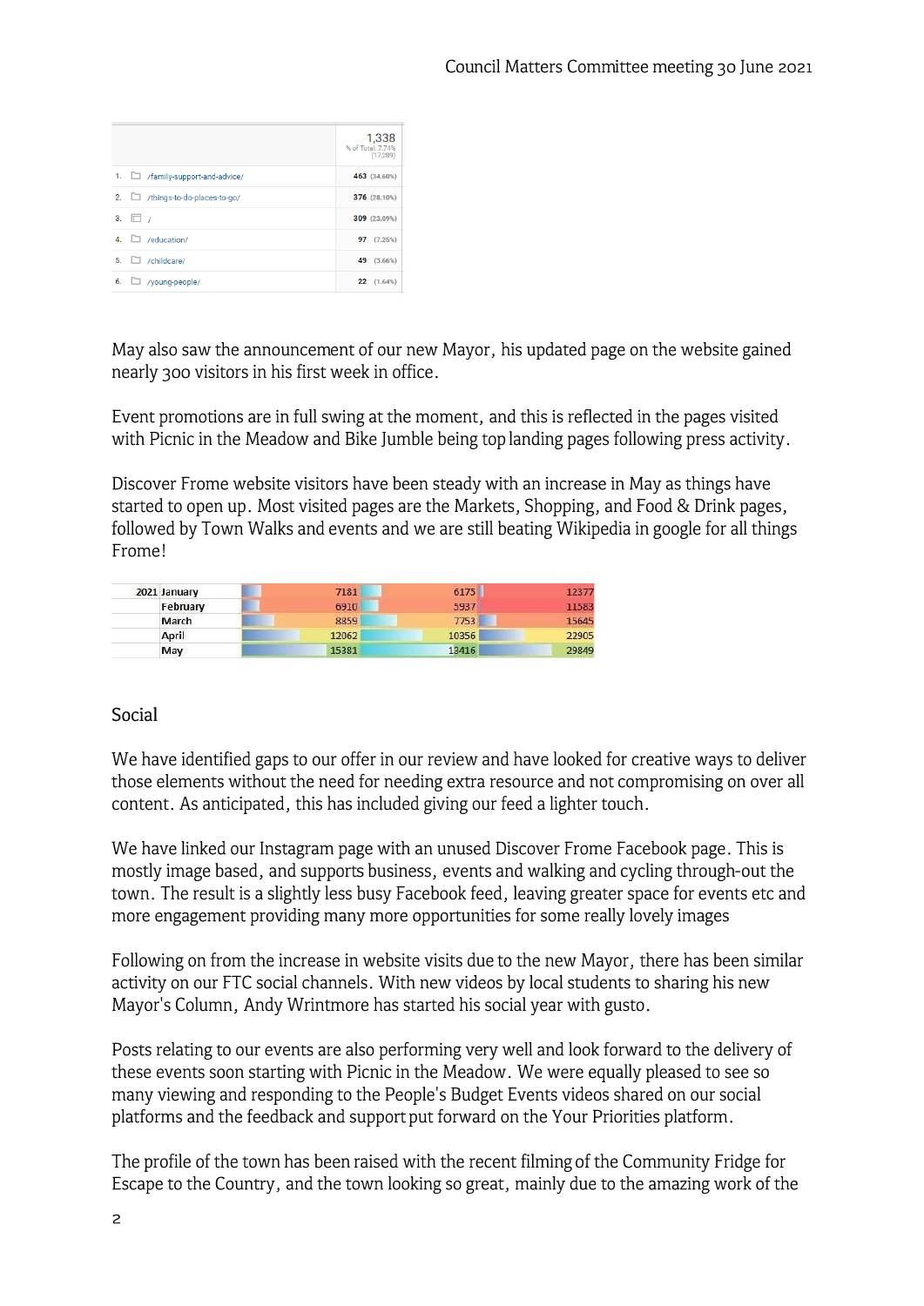| | | 1,338 % of Total: 7.74% (17,289) |
|---|---|---|
| 1. | /family-support-and-advice/ | 463 (34.60%) |
| 2. | /things-to-do-places-to-go/ | 376 (28.10%) |
| 3. | / | 309 (23.09%) |
| 4. | /education/ | 97 (7.25%) |
| 5. | /childcare/ | 49 (3.66%) |
| 6. | /young-people/ | 22 (1.64%) |

May also saw the announcement of our new Mayor, his updated page on the website gained nearly 300 visitors in his first week in office.

Event promotions are in full swing at the moment, and this is reflected in the pages visited with Picnic in the Meadow and Bike Jumble being top landing pages following press activity.

Discover Frome website visitors have been steady with an increase in May as things have started to open up. Most visited pages are the Markets, Shopping, and Food & Drink pages, followed by Town Walks and events and we are still beating Wikipedia in google for all things Frome!

| | | | | |
|---|---|---|---|---|
| 2021 | January | 7181 | 6175 | 12377 |
| | February | 6910 | 5937 | 11583 |
| | March | 8859 | 7753 | 15645 |
| | April | 12062 | 10356 | 22905 |
| | May | 15381 | 13416 | 29849 |

## Social

We have identified gaps to our offer in our review and have looked for creative ways to deliver those elements without the need for needing extra resource and not compromising on over all content. As anticipated, this has included giving our feed a lighter touch.

We have linked our Instagram page with an unused Discover Frome Facebook page. This is mostly image based, and supports business, events and walking and cycling through-out the town. The result is a slightly less busy Facebook feed, leaving greater space for events etc and more engagement providing many more opportunities for some really lovely images

Following on from the increase in website visits due to the new Mayor, there has been similar activity on our FTC social channels. With new videos by local students to sharing his new Mayor's Column, Andy Wrintmore has started his social year with gusto.

Posts relating to our events are also performing very well and look forward to the delivery of these events soon starting with Picnic in the Meadow. We were equally pleased to see so many viewing and responding to the People's Budget Events videos shared on our social platforms and the feedback and support put forward on the Your Priorities platform.

The profile of the town has been raised with the recent filming of the Community Fridge for Escape to the Country, and the town looking so great, mainly due to the amazing work of the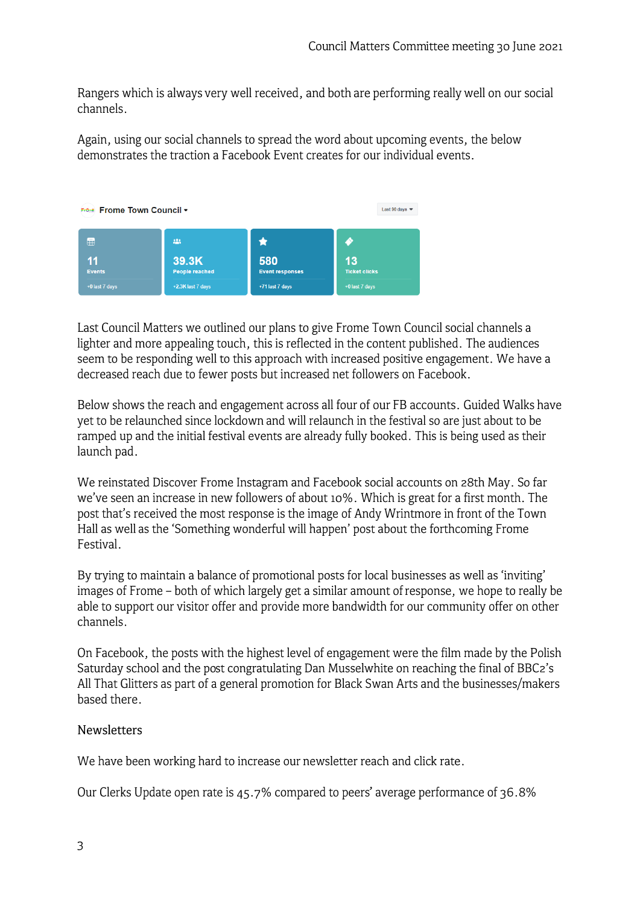Rangers which is always very well received, and both are performing really well on our social channels.

Again, using our social channels to spread the word about upcoming events, the below demonstrates the traction a Facebook Event creates for our individual events.

Frome Town Council

Last 90 days

| 11 | 39.3K | 580 | 13 |
|---|---|---|---|
| Events | People reached | Event responses | Ticket clicks |
| +0 last 7 days | +2.3K last 7 days | +71 last 7 days | +0 last 7 days |

Last Council Matters we outlined our plans to give Frome Town Council social channels a lighter and more appealing touch, this is reflected in the content published. The audiences seem to be responding well to this approach with increased positive engagement. We have a decreased reach due to fewer posts but increased net followers on Facebook.

Below shows the reach and engagement across all four of our FB accounts. Guided Walks have yet to be relaunched since lockdown and will relaunch in the festival so are just about to be ramped up and the initial festival events are already fully booked. This is being used as their launch pad.

We reinstated Discover Frome Instagram and Facebook social accounts on 28th May. So far we've seen an increase in new followers of about 10%. Which is great for a first month. The post that's received the most response is the image of Andy Wrintmore in front of the Town Hall as well as the 'Something wonderful will happen' post about the forthcoming Frome Festival.

By trying to maintain a balance of promotional posts for local businesses as well as 'inviting' images of Frome – both of which largely get a similar amount of response, we hope to really be able to support our visitor offer and provide more bandwidth for our community offer on other channels.

On Facebook, the posts with the highest level of engagement were the film made by the Polish Saturday school and the post congratulating Dan Musselwhite on reaching the final of BBC2's All That Glitters as part of a general promotion for Black Swan Arts and the businesses/makers based there.

## Newsletters

We have been working hard to increase our newsletter reach and click rate.

Our Clerks Update open rate is 45.7% compared to peers' average performance of 36.8%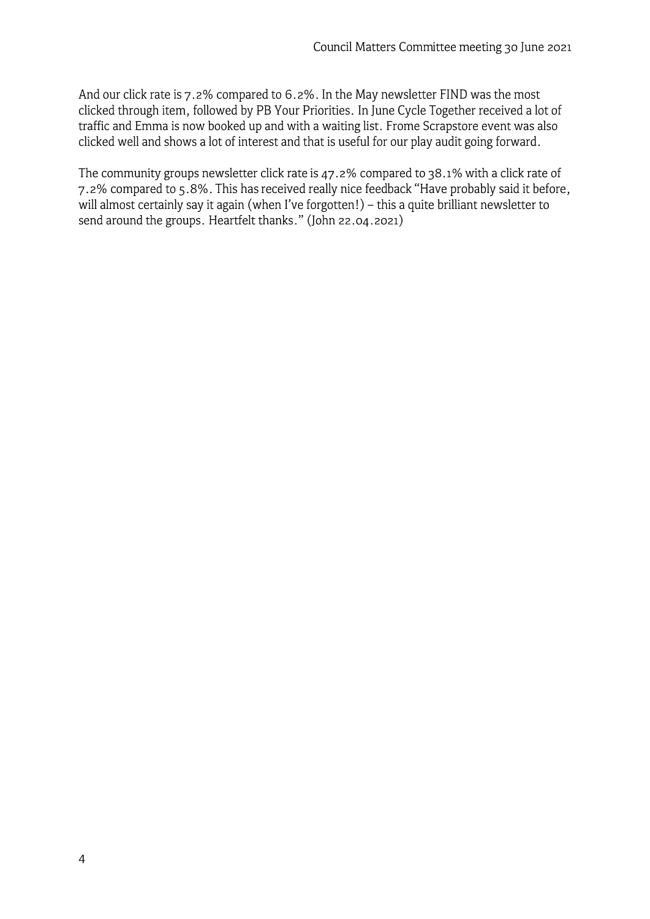And our click rate is 7.2% compared to 6.2%. In the May newsletter FIND was the most clicked through item, followed by PB Your Priorities. In June Cycle Together received a lot of traffic and Emma is now booked up and with a waiting list. Frome Scrapstore event was also clicked well and shows a lot of interest and that is useful for our play audit going forward.

The community groups newsletter click rate is 47.2% compared to 38.1% with a click rate of 7.2% compared to 5.8%. This has received really nice feedback "Have probably said it before, will almost certainly say it again (when I've forgotten!) – this a quite brilliant newsletter to send around the groups. Heartfelt thanks." (John 22.04.2021)